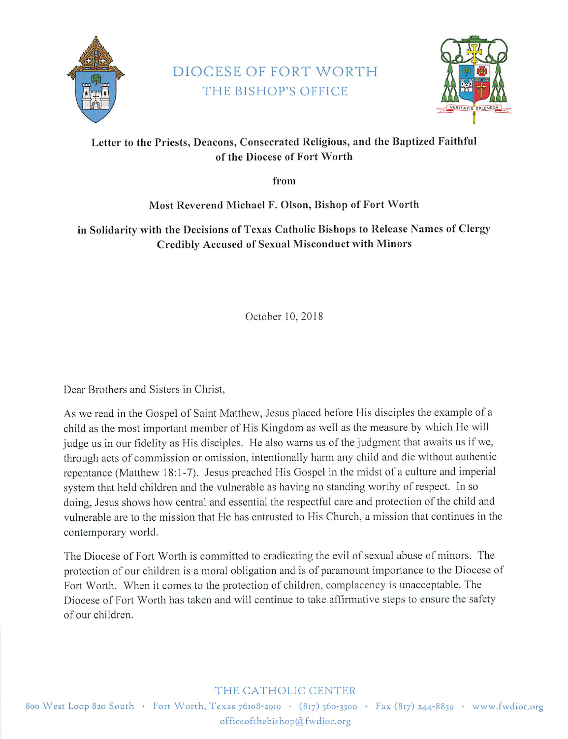# DIOCESE OF FORT WORTH
## THE BISHOP'S OFFICE

VERITATIS SPLENDOR

**Letter to the Priests, Deacons, Consecrated Religious, and the Baptized Faithful of the Diocese of Fort Worth**

**from**

**Most Reverend Michael F. Olson, Bishop of Fort Worth**

**in Solidarity with the Decisions of Texas Catholic Bishops to Release Names of Clergy Credibly Accused of Sexual Misconduct with Minors**

October 10, 2018

Dear Brothers and Sisters in Christ,

As we read in the Gospel of Saint Matthew, Jesus placed before His disciples the example of a child as the most important member of His Kingdom as well as the measure by which He will judge us in our fidelity as His disciples. He also warns us of the judgment that awaits us if we, through acts of commission or omission, intentionally harm any child and die without authentic repentance (Matthew 18:1-7). Jesus preached His Gospel in the midst of a culture and imperial system that held children and the vulnerable as having no standing worthy of respect. In so doing, Jesus shows how central and essential the respectful care and protection of the child and vulnerable are to the mission that He has entrusted to His Church, a mission that continues in the contemporary world.

The Diocese of Fort Worth is committed to eradicating the evil of sexual abuse of minors. The protection of our children is a moral obligation and is of paramount importance to the Diocese of Fort Worth. When it comes to the protection of children, complacency is unacceptable. The Diocese of Fort Worth has taken and will continue to take affirmative steps to ensure the safety of our children.

THE CATHOLIC CENTER

800 West Loop 820 South · Fort Worth, Texas 76108-2919 · (817) 560-3300 · Fax (817) 244-8839 · www.fwdioc.org
officeofthebishop@fwdioc.org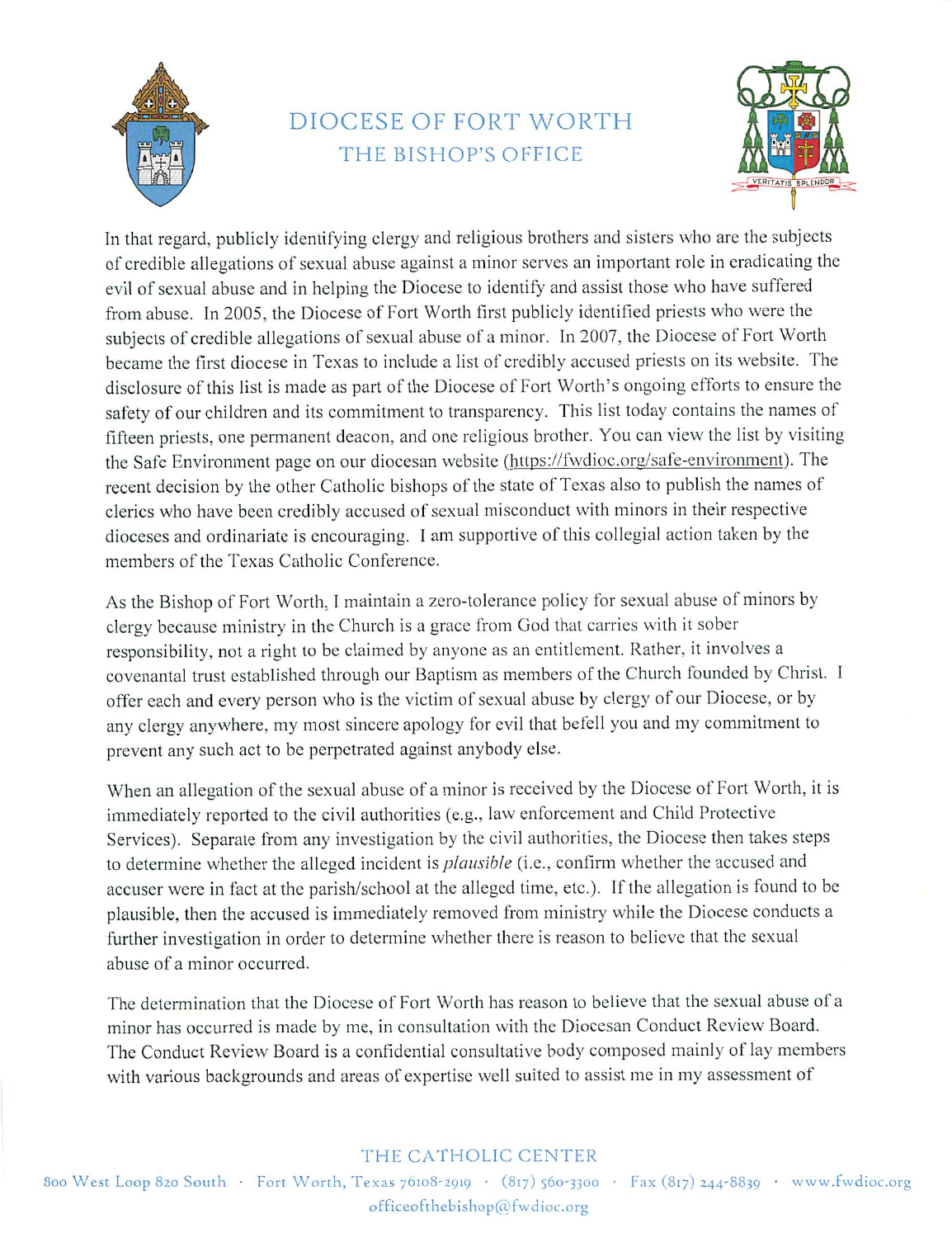In that regard, publicly identifying clergy and religious brothers and sisters who are the subjects of credible allegations of sexual abuse against a minor serves an important role in eradicating the evil of sexual abuse and in helping the Diocese to identify and assist those who have suffered from abuse. In 2005, the Diocese of Fort Worth first publicly identified priests who were the subjects of credible allegations of sexual abuse of a minor. In 2007, the Diocese of Fort Worth became the first diocese in Texas to include a list of credibly accused priests on its website. The disclosure of this list is made as part of the Diocese of Fort Worth's ongoing efforts to ensure the safety of our children and its commitment to transparency. This list today contains the names of fifteen priests, one permanent deacon, and one religious brother. You can view the list by visiting the Safe Environment page on our diocesan website (https://fwdioc.org/safe-environment). The recent decision by the other Catholic bishops of the state of Texas also to publish the names of clerics who have been credibly accused of sexual misconduct with minors in their respective dioceses and ordinariate is encouraging. I am supportive of this collegial action taken by the members of the Texas Catholic Conference.

As the Bishop of Fort Worth, I maintain a zero-tolerance policy for sexual abuse of minors by clergy because ministry in the Church is a grace from God that carries with it sober responsibility, not a right to be claimed by anyone as an entitlement. Rather, it involves a covenantal trust established through our Baptism as members of the Church founded by Christ. I offer each and every person who is the victim of sexual abuse by clergy of our Diocese, or by any clergy anywhere, my most sincere apology for evil that befell you and my commitment to prevent any such act to be perpetrated against anybody else.

When an allegation of the sexual abuse of a minor is received by the Diocese of Fort Worth, it is immediately reported to the civil authorities (e.g., law enforcement and Child Protective Services). Separate from any investigation by the civil authorities, the Diocese then takes steps to determine whether the alleged incident is *plausible* (i.e., confirm whether the accused and accuser were in fact at the parish/school at the alleged time, etc.). If the allegation is found to be plausible, then the accused is immediately removed from ministry while the Diocese conducts a further investigation in order to determine whether there is reason to believe that the sexual abuse of a minor occurred.

The determination that the Diocese of Fort Worth has reason to believe that the sexual abuse of a minor has occurred is made by me, in consultation with the Diocesan Conduct Review Board. The Conduct Review Board is a confidential consultative body composed mainly of lay members with various backgrounds and areas of expertise well suited to assist me in my assessment of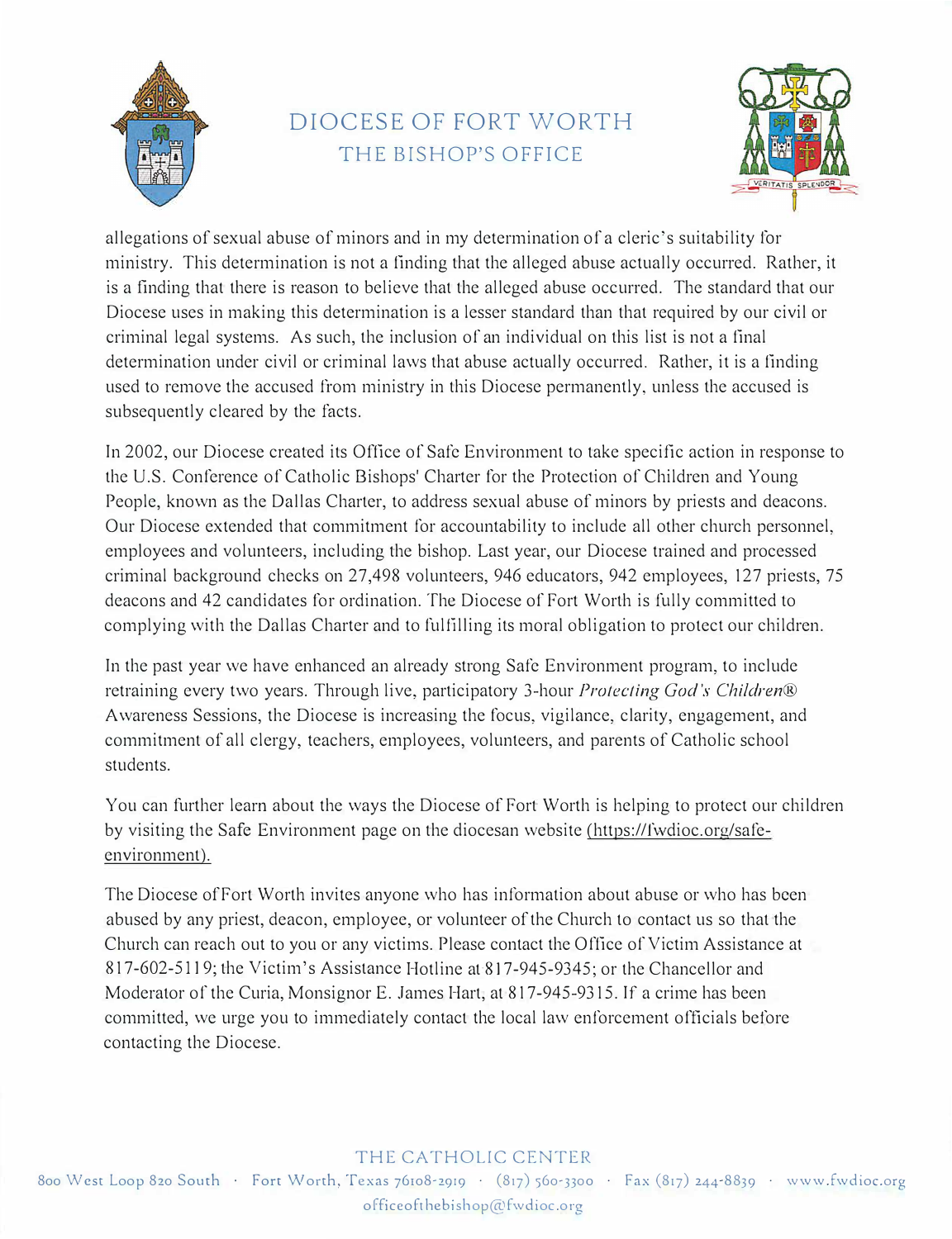allegations of sexual abuse of minors and in my determination of a cleric's suitability for ministry. This determination is not a finding that the alleged abuse actually occurred. Rather, it is a finding that there is reason to believe that the alleged abuse occurred. The standard that our Diocese uses in making this determination is a lesser standard than that required by our civil or criminal legal systems. As such, the inclusion of an individual on this list is not a final determination under civil or criminal laws that abuse actually occurred. Rather, it is a finding used to remove the accused from ministry in this Diocese permanently, unless the accused is subsequently cleared by the facts.

In 2002, our Diocese created its Office of Safe Environment to take specific action in response to the U.S. Conference of Catholic Bishops' Charter for the Protection of Children and Young People, known as the Dallas Charter, to address sexual abuse of minors by priests and deacons. Our Diocese extended that commitment for accountability to include all other church personnel, employees and volunteers, including the bishop. Last year, our Diocese trained and processed criminal background checks on 27,498 volunteers, 946 educators, 942 employees, 127 priests, 75 deacons and 42 candidates for ordination. The Diocese of Fort Worth is fully committed to complying with the Dallas Charter and to fulfilling its moral obligation to protect our children.

In the past year we have enhanced an already strong Safe Environment program, to include retraining every two years. Through live, participatory 3-hour *Protecting God's Children®* Awareness Sessions, the Diocese is increasing the focus, vigilance, clarity, engagement, and commitment of all clergy, teachers, employees, volunteers, and parents of Catholic school students.

You can further learn about the ways the Diocese of Fort Worth is helping to protect our children by visiting the Safe Environment page on the diocesan website (https://fwdioc.org/safe-environment).

The Diocese of Fort Worth invites anyone who has information about abuse or who has been abused by any priest, deacon, employee, or volunteer of the Church to contact us so that the Church can reach out to you or any victims. Please contact the Office of Victim Assistance at 817-602-5119; the Victim's Assistance Hotline at 817-945-9345; or the Chancellor and Moderator of the Curia, Monsignor E. James Hart, at 817-945-9315. If a crime has been committed, we urge you to immediately contact the local law enforcement officials before contacting the Diocese.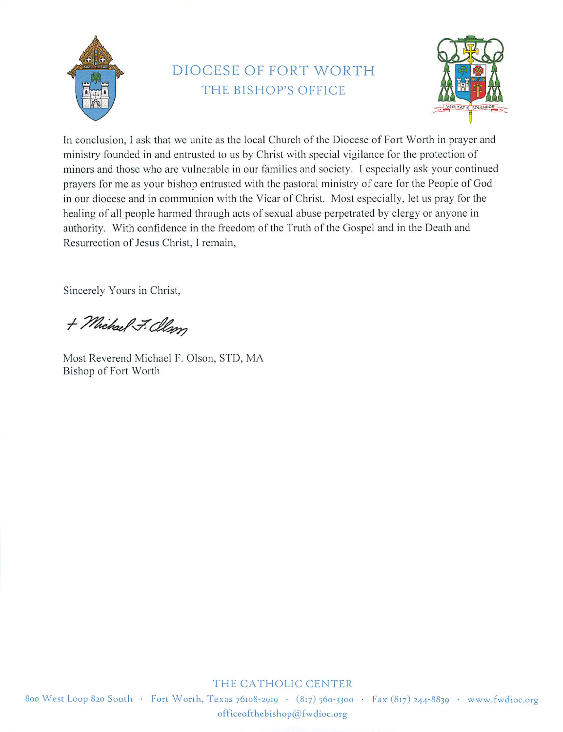# DIOCESE OF FORT WORTH

## THE BISHOP'S OFFICE

VERITATIS SPLENDOR

In conclusion, I ask that we unite as the local Church of the Diocese of Fort Worth in prayer and ministry founded in and entrusted to us by Christ with special vigilance for the protection of minors and those who are vulnerable in our families and society. I especially ask your continued prayers for me as your bishop entrusted with the pastoral ministry of care for the People of God in our diocese and in communion with the Vicar of Christ. Most especially, let us pray for the healing of all people harmed through acts of sexual abuse perpetrated by clergy or anyone in authority. With confidence in the freedom of the Truth of the Gospel and in the Death and Resurrection of Jesus Christ, I remain,

Sincerely Yours in Christ,

+ Michael F. Olson

Most Reverend Michael F. Olson, STD, MA
Bishop of Fort Worth

THE CATHOLIC CENTER

800 West Loop 820 South · Fort Worth, Texas 76108-2919 · (817) 560-3300 · Fax (817) 244-8839 · www.fwdioc.org

officeofthebishop@fwdioc.org